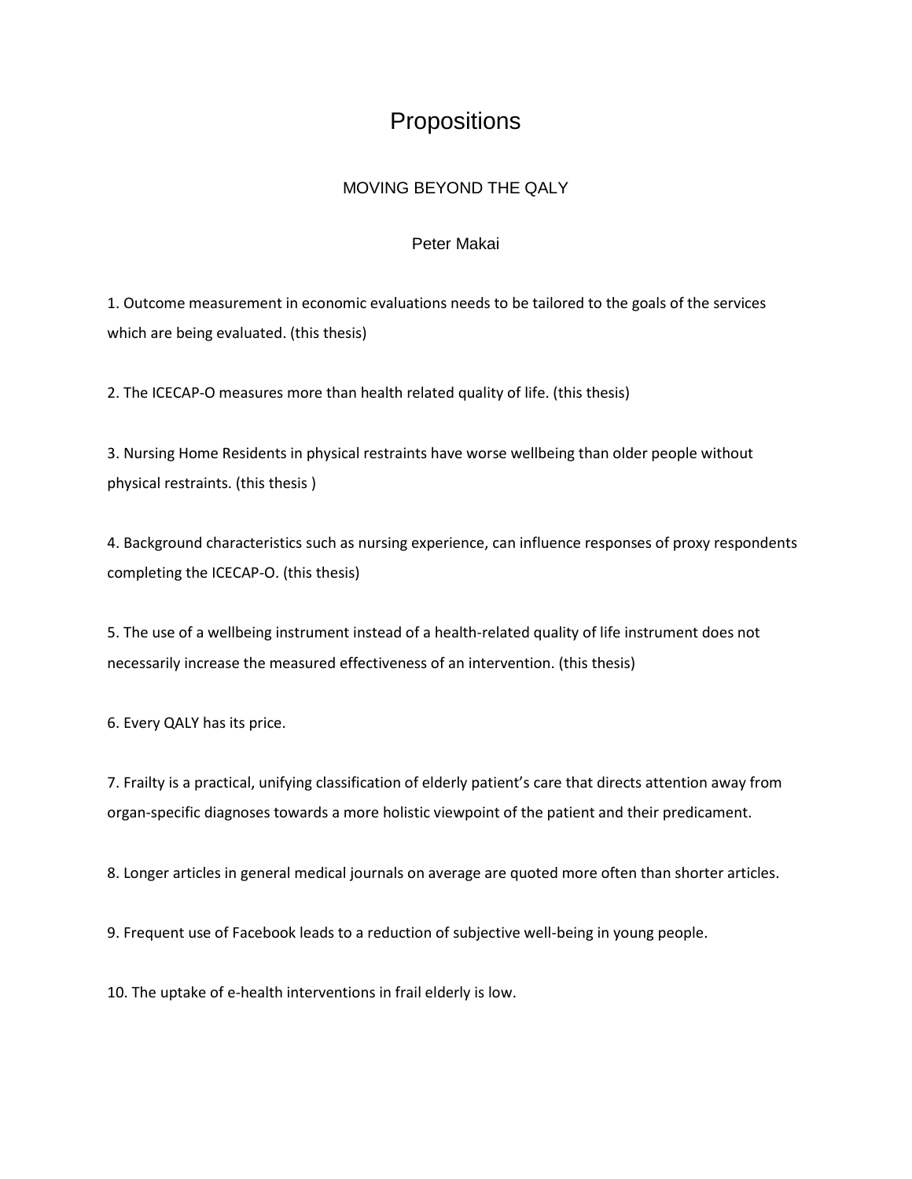# Propositions

## MOVING BEYOND THE QALY

Peter Makai

1. Outcome measurement in economic evaluations needs to be tailored to the goals of the services which are being evaluated. (this thesis)

2. The ICECAP-O measures more than health related quality of life. (this thesis)

3. Nursing Home Residents in physical restraints have worse wellbeing than older people without physical restraints. (this thesis )

4. Background characteristics such as nursing experience, can influence responses of proxy respondents completing the ICECAP-O. (this thesis)

5. The use of a wellbeing instrument instead of a health-related quality of life instrument does not necessarily increase the measured effectiveness of an intervention. (this thesis)

6. Every QALY has its price.

7. Frailty is a practical, unifying classification of elderly patient's care that directs attention away from organ-specific diagnoses towards a more holistic viewpoint of the patient and their predicament.

8. Longer articles in general medical journals on average are quoted more often than shorter articles.

9. Frequent use of Facebook leads to a reduction of subjective well-being in young people.

10. The uptake of e-health interventions in frail elderly is low.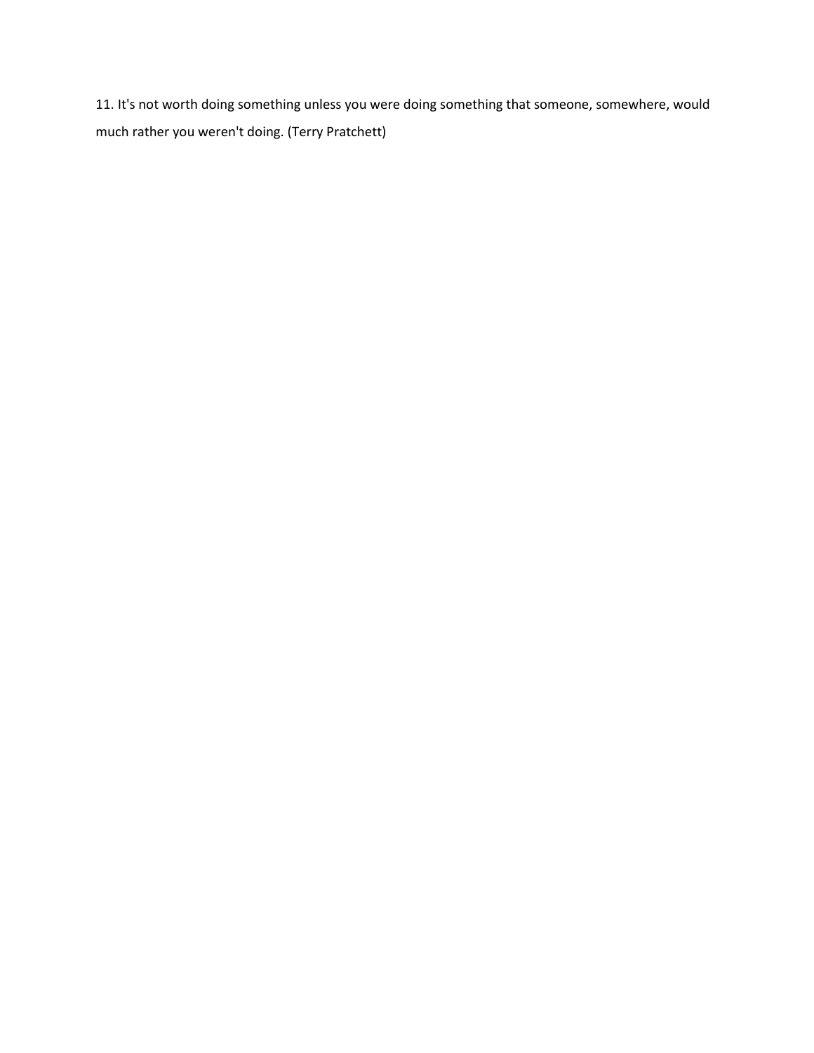11. It's not worth doing something unless you were doing something that someone, somewhere, would much rather you weren't doing. (Terry Pratchett)